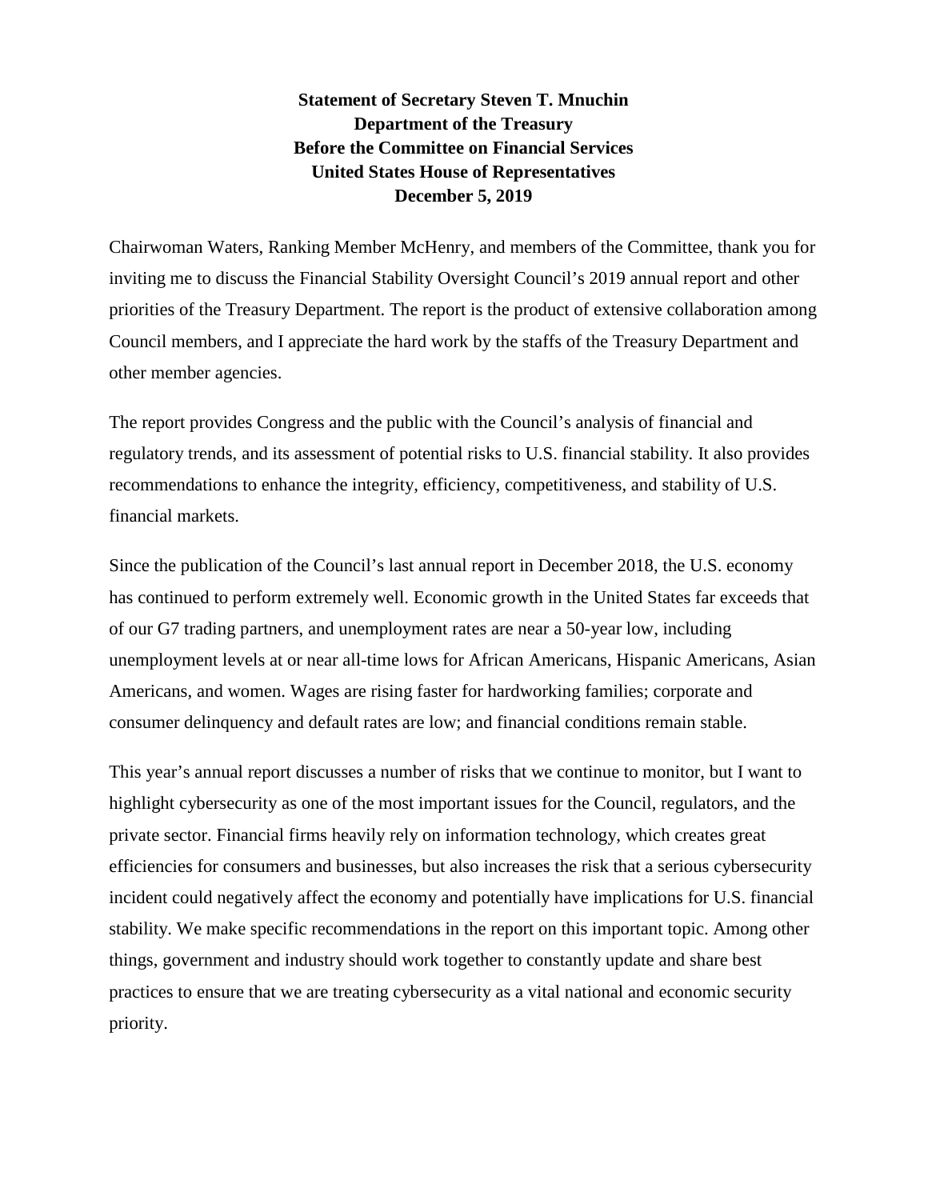**Statement of Secretary Steven T. Mnuchin**
**Department of the Treasury**
**Before the Committee on Financial Services**
**United States House of Representatives**
**December 5, 2019**

Chairwoman Waters, Ranking Member McHenry, and members of the Committee, thank you for inviting me to discuss the Financial Stability Oversight Council's 2019 annual report and other priorities of the Treasury Department. The report is the product of extensive collaboration among Council members, and I appreciate the hard work by the staffs of the Treasury Department and other member agencies.

The report provides Congress and the public with the Council's analysis of financial and regulatory trends, and its assessment of potential risks to U.S. financial stability. It also provides recommendations to enhance the integrity, efficiency, competitiveness, and stability of U.S. financial markets.

Since the publication of the Council's last annual report in December 2018, the U.S. economy has continued to perform extremely well. Economic growth in the United States far exceeds that of our G7 trading partners, and unemployment rates are near a 50-year low, including unemployment levels at or near all-time lows for African Americans, Hispanic Americans, Asian Americans, and women. Wages are rising faster for hardworking families; corporate and consumer delinquency and default rates are low; and financial conditions remain stable.

This year's annual report discusses a number of risks that we continue to monitor, but I want to highlight cybersecurity as one of the most important issues for the Council, regulators, and the private sector. Financial firms heavily rely on information technology, which creates great efficiencies for consumers and businesses, but also increases the risk that a serious cybersecurity incident could negatively affect the economy and potentially have implications for U.S. financial stability. We make specific recommendations in the report on this important topic. Among other things, government and industry should work together to constantly update and share best practices to ensure that we are treating cybersecurity as a vital national and economic security priority.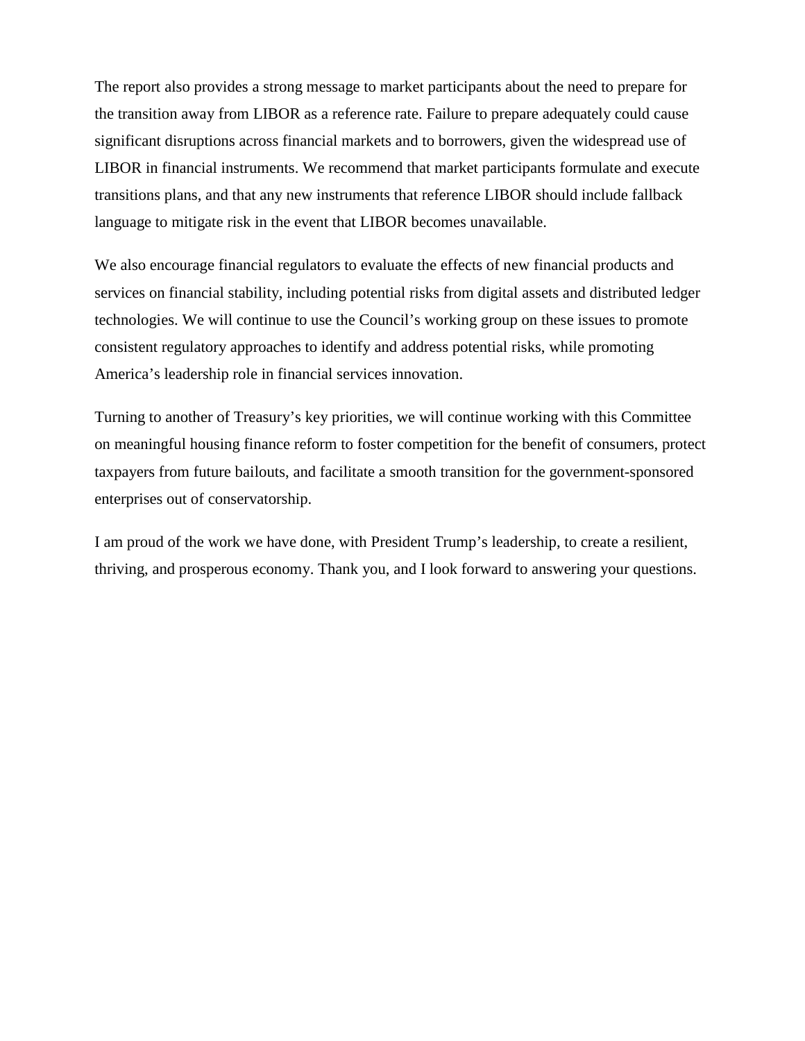The report also provides a strong message to market participants about the need to prepare for the transition away from LIBOR as a reference rate. Failure to prepare adequately could cause significant disruptions across financial markets and to borrowers, given the widespread use of LIBOR in financial instruments. We recommend that market participants formulate and execute transitions plans, and that any new instruments that reference LIBOR should include fallback language to mitigate risk in the event that LIBOR becomes unavailable.

We also encourage financial regulators to evaluate the effects of new financial products and services on financial stability, including potential risks from digital assets and distributed ledger technologies. We will continue to use the Council's working group on these issues to promote consistent regulatory approaches to identify and address potential risks, while promoting America's leadership role in financial services innovation.

Turning to another of Treasury's key priorities, we will continue working with this Committee on meaningful housing finance reform to foster competition for the benefit of consumers, protect taxpayers from future bailouts, and facilitate a smooth transition for the government-sponsored enterprises out of conservatorship.

I am proud of the work we have done, with President Trump's leadership, to create a resilient, thriving, and prosperous economy. Thank you, and I look forward to answering your questions.